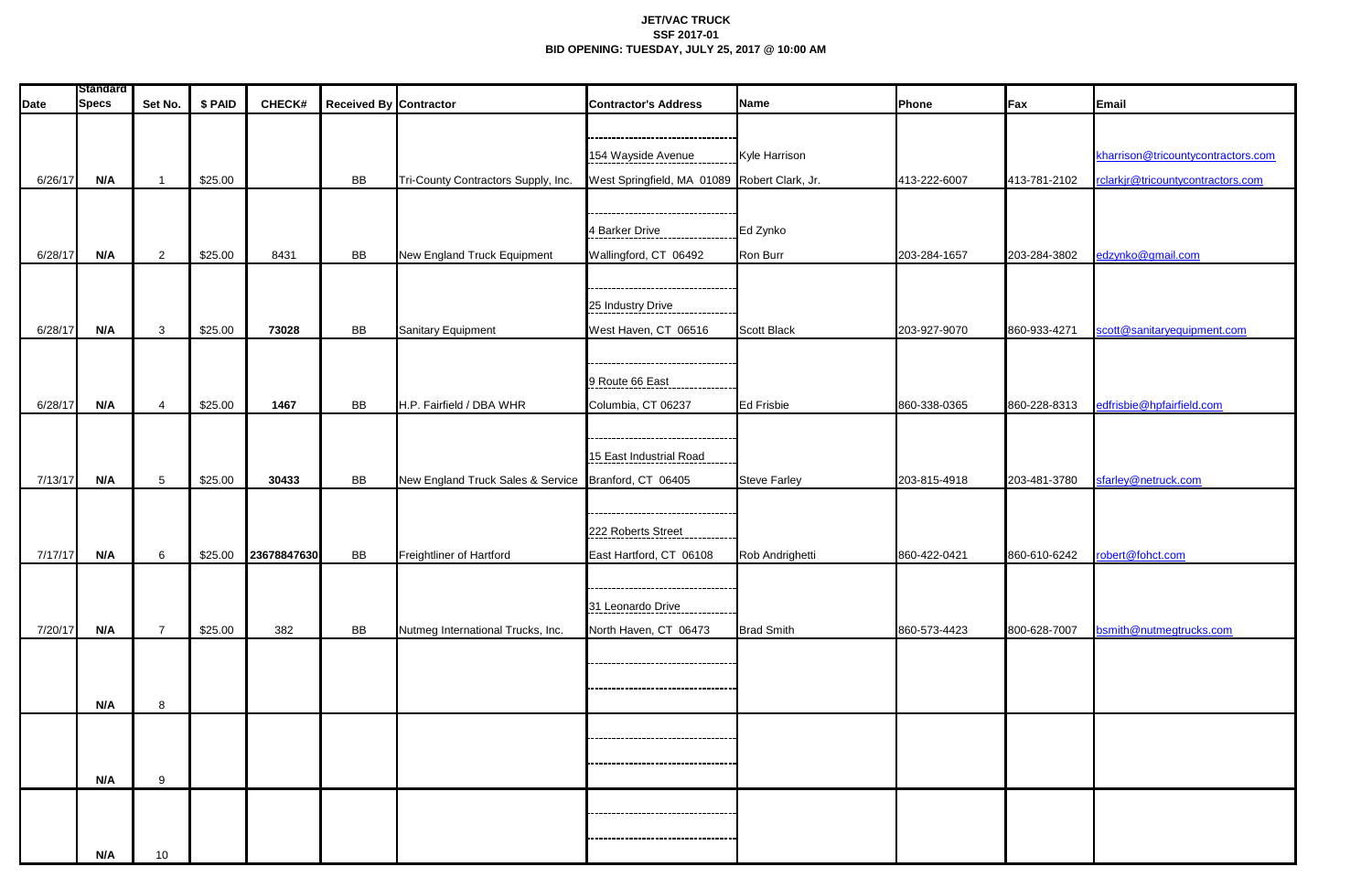**JET/VAC TRUCK**
**SSF 2017-01**
**BID OPENING: TUESDAY, JULY 25, 2017 @ 10:00 AM**

| Date | Standard Specs | Set No. | $ PAID | CHECK# | Received By | Contractor | Contractor's Address | Name | Phone | Fax | Email |
|---|---|---|---|---|---|---|---|---|---|---|---|
| 6/26/17 | N/A | 1 | $25.00 | | BB | Tri-County Contractors Supply, Inc. | 154 Wayside Avenue<br>West Springfield, MA 01089 | Kyle Harrison<br>Robert Clark, Jr. | 413-222-6007 | 413-781-2102 | kharrison@tricountycontractors.com<br>rclarkjr@tricountycontractors.com |
| 6/28/17 | N/A | 2 | $25.00 | 8431 | BB | New England Truck Equipment | 4 Barker Drive<br>Wallingford, CT 06492 | Ed Zynko<br>Ron Burr | 203-284-1657 | 203-284-3802 | edzynko@gmail.com |
| 6/28/17 | N/A | 3 | $25.00 | **73028** | BB | Sanitary Equipment | 25 Industry Drive<br>West Haven, CT 06516 | Scott Black | 203-927-9070 | 860-933-4271 | scott@sanitaryequipment.com |
| 6/28/17 | N/A | 4 | $25.00 | **1467** | BB | H.P. Fairfield / DBA WHR | 9 Route 66 East<br>Columbia, CT 06237 | Ed Frisbie | 860-338-0365 | 860-228-8313 | edfrisbie@hpfairfield.com |
| 7/13/17 | N/A | 5 | $25.00 | **30433** | BB | New England Truck Sales & Service | 15 East Industrial Road<br>Branford, CT 06405 | Steve Farley | 203-815-4918 | 203-481-3780 | sfarley@netruck.com |
| 7/17/17 | N/A | 6 | $25.00 | **23678847630** | BB | Freightliner of Hartford | 222 Roberts Street<br>East Hartford, CT 06108 | Rob Andrighetti | 860-422-0421 | 860-610-6242 | robert@fohct.com |
| 7/20/17 | N/A | 7 | $25.00 | 382 | BB | Nutmeg International Trucks, Inc. | 31 Leonardo Drive<br>North Haven, CT 06473 | Brad Smith | 860-573-4423 | 800-628-7007 | bsmith@nutmegtrucks.com |
| | N/A | 8 | | | | | | | | | |
| | N/A | 9 | | | | | | | | | |
| | N/A | 10 | | | | | | | | | |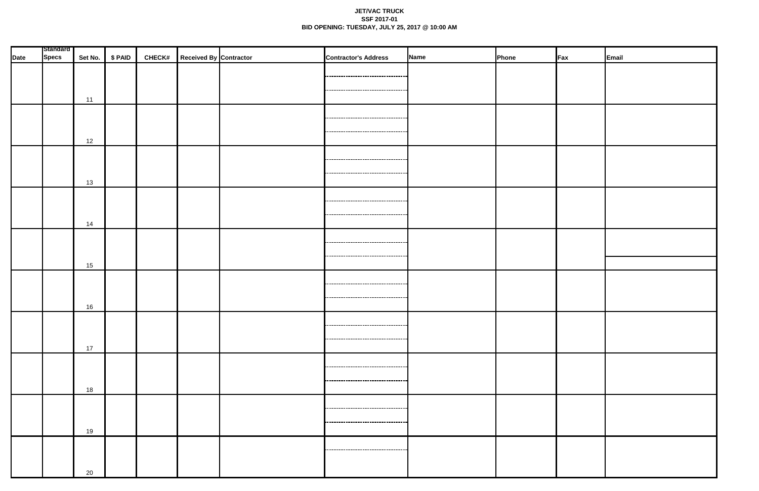**JET/VAC TRUCK**
**SSF 2017-01**
**BID OPENING: TUESDAY, JULY 25, 2017 @ 10:00 AM**

| Date | Standard Specs | Set No. | $ PAID | CHECK# | Received By | Contractor | Contractor's Address | Name | Phone | Fax | Email |
|---|---|---|---|---|---|---|---|---|---|---|---|
| | | 11 | | | | | | | | | |
| | | 12 | | | | | | | | | |
| | | 13 | | | | | | | | | |
| | | 14 | | | | | | | | | |
| | | 15 | | | | | | | | | |
| | | 16 | | | | | | | | | |
| | | 17 | | | | | | | | | |
| | | 18 | | | | | | | | | |
| | | 19 | | | | | | | | | |
| | | 20 | | | | | | | | | |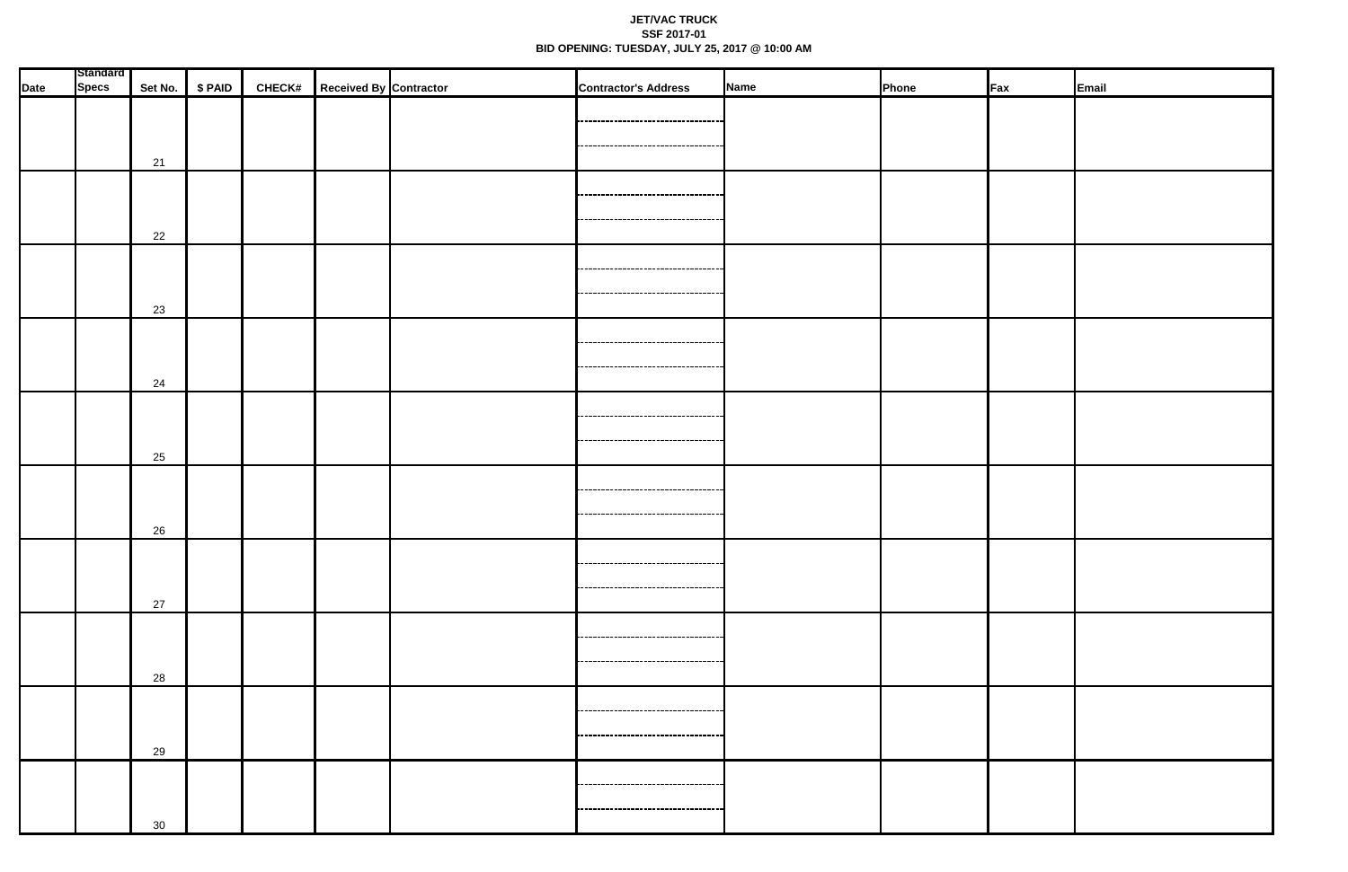**JET/VAC TRUCK**
**SSF 2017-01**
**BID OPENING: TUESDAY, JULY 25, 2017 @ 10:00 AM**

| Date | Standard Specs | Set No. | $ PAID | CHECK# | Received By | Contractor | Contractor's Address | Name | Phone | Fax | Email |
|---|---|---|---|---|---|---|---|---|---|---|---|
| | | 21 | | | | | | | | | |
| | | 22 | | | | | | | | | |
| | | 23 | | | | | | | | | |
| | | 24 | | | | | | | | | |
| | | 25 | | | | | | | | | |
| | | 26 | | | | | | | | | |
| | | 27 | | | | | | | | | |
| | | 28 | | | | | | | | | |
| | | 29 | | | | | | | | | |
| | | 30 | | | | | | | | | |